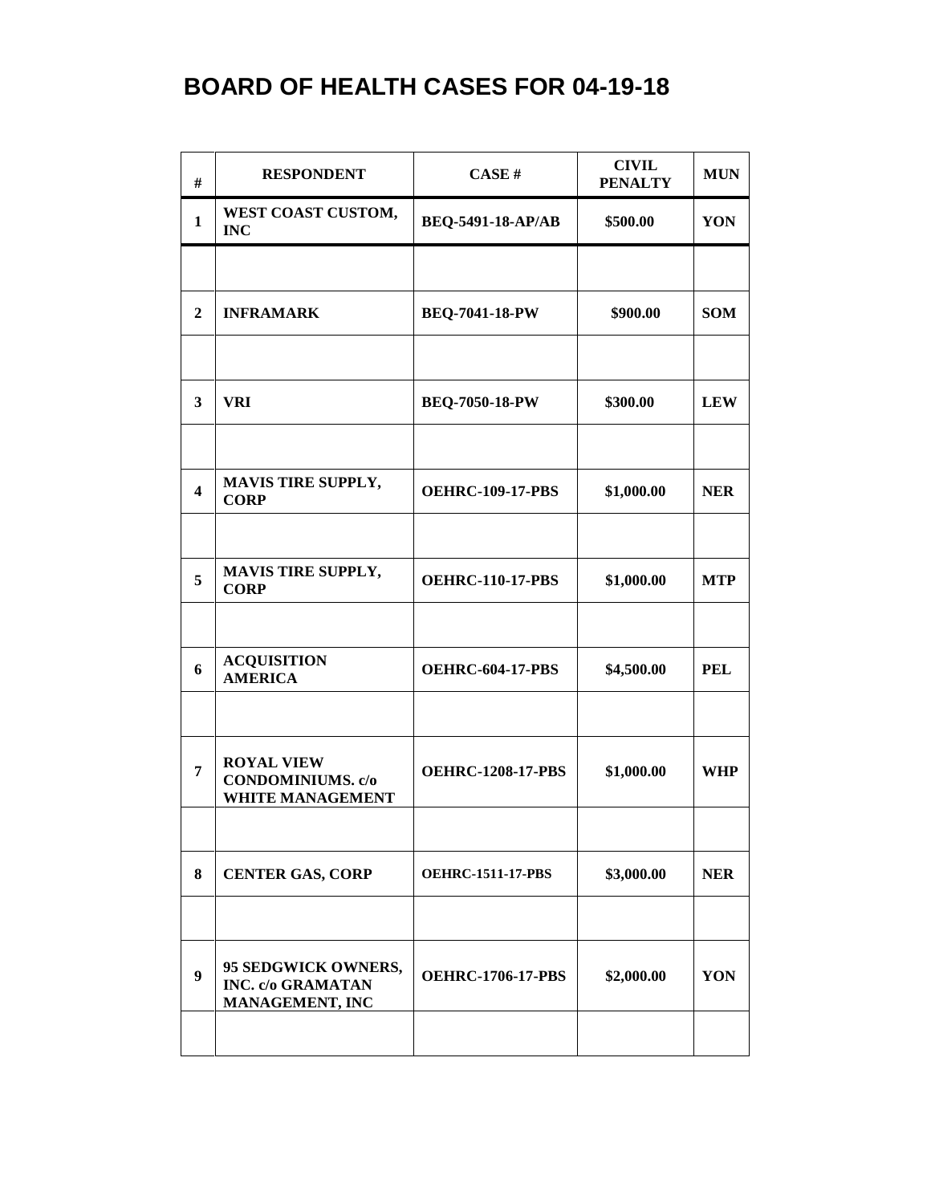# BOARD OF HEALTH CASES FOR 04-19-18

| # | RESPONDENT | CASE # | CIVIL PENALTY | MUN |
|---|---|---|---|---|
| 1 | WEST COAST CUSTOM, INC | BEQ-5491-18-AP/AB | $500.00 | YON |
| | | | | |
| 2 | INFRAMARK | BEQ-7041-18-PW | $900.00 | SOM |
| | | | | |
| 3 | VRI | BEQ-7050-18-PW | $300.00 | LEW |
| | | | | |
| 4 | MAVIS TIRE SUPPLY, CORP | OEHRC-109-17-PBS | $1,000.00 | NER |
| | | | | |
| 5 | MAVIS TIRE SUPPLY, CORP | OEHRC-110-17-PBS | $1,000.00 | MTP |
| | | | | |
| 6 | ACQUISITION AMERICA | OEHRC-604-17-PBS | $4,500.00 | PEL |
| | | | | |
| 7 | ROYAL VIEW CONDOMINIUMS. c/o WHITE MANAGEMENT | OEHRC-1208-17-PBS | $1,000.00 | WHP |
| | | | | |
| 8 | CENTER GAS, CORP | OEHRC-1511-17-PBS | $3,000.00 | NER |
| | | | | |
| 9 | 95 SEDGWICK OWNERS, INC. c/o GRAMATAN MANAGEMENT, INC | OEHRC-1706-17-PBS | $2,000.00 | YON |
| | | | | |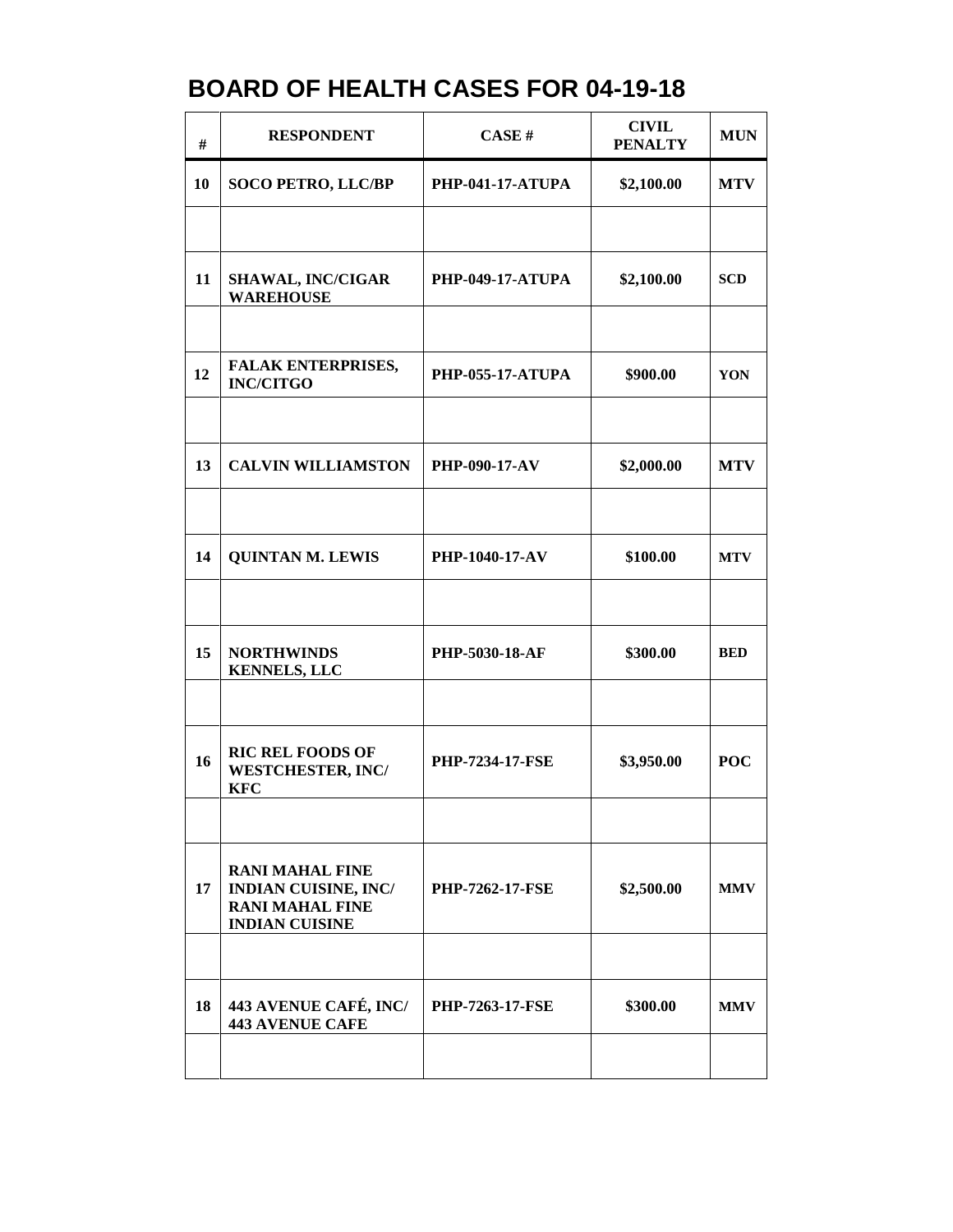# BOARD OF HEALTH CASES FOR 04-19-18

| # | RESPONDENT | CASE # | CIVIL PENALTY | MUN |
|---|---|---|---|---|
| 10 | SOCO PETRO, LLC/BP | PHP-041-17-ATUPA | $2,100.00 | MTV |
| | | | | |
| 11 | SHAWAL, INC/CIGAR WAREHOUSE | PHP-049-17-ATUPA | $2,100.00 | SCD |
| | | | | |
| 12 | FALAK ENTERPRISES, INC/CITGO | PHP-055-17-ATUPA | $900.00 | YON |
| | | | | |
| 13 | CALVIN WILLIAMSTON | PHP-090-17-AV | $2,000.00 | MTV |
| | | | | |
| 14 | QUINTAN M. LEWIS | PHP-1040-17-AV | $100.00 | MTV |
| | | | | |
| 15 | NORTHWINDS KENNELS, LLC | PHP-5030-18-AF | $300.00 | BED |
| | | | | |
| 16 | RIC REL FOODS OF WESTCHESTER, INC/ KFC | PHP-7234-17-FSE | $3,950.00 | POC |
| | | | | |
| 17 | RANI MAHAL FINE INDIAN CUISINE, INC/ RANI MAHAL FINE INDIAN CUISINE | PHP-7262-17-FSE | $2,500.00 | MMV |
| | | | | |
| 18 | 443 AVENUE CAFÉ, INC/ 443 AVENUE CAFE | PHP-7263-17-FSE | $300.00 | MMV |
| | | | | |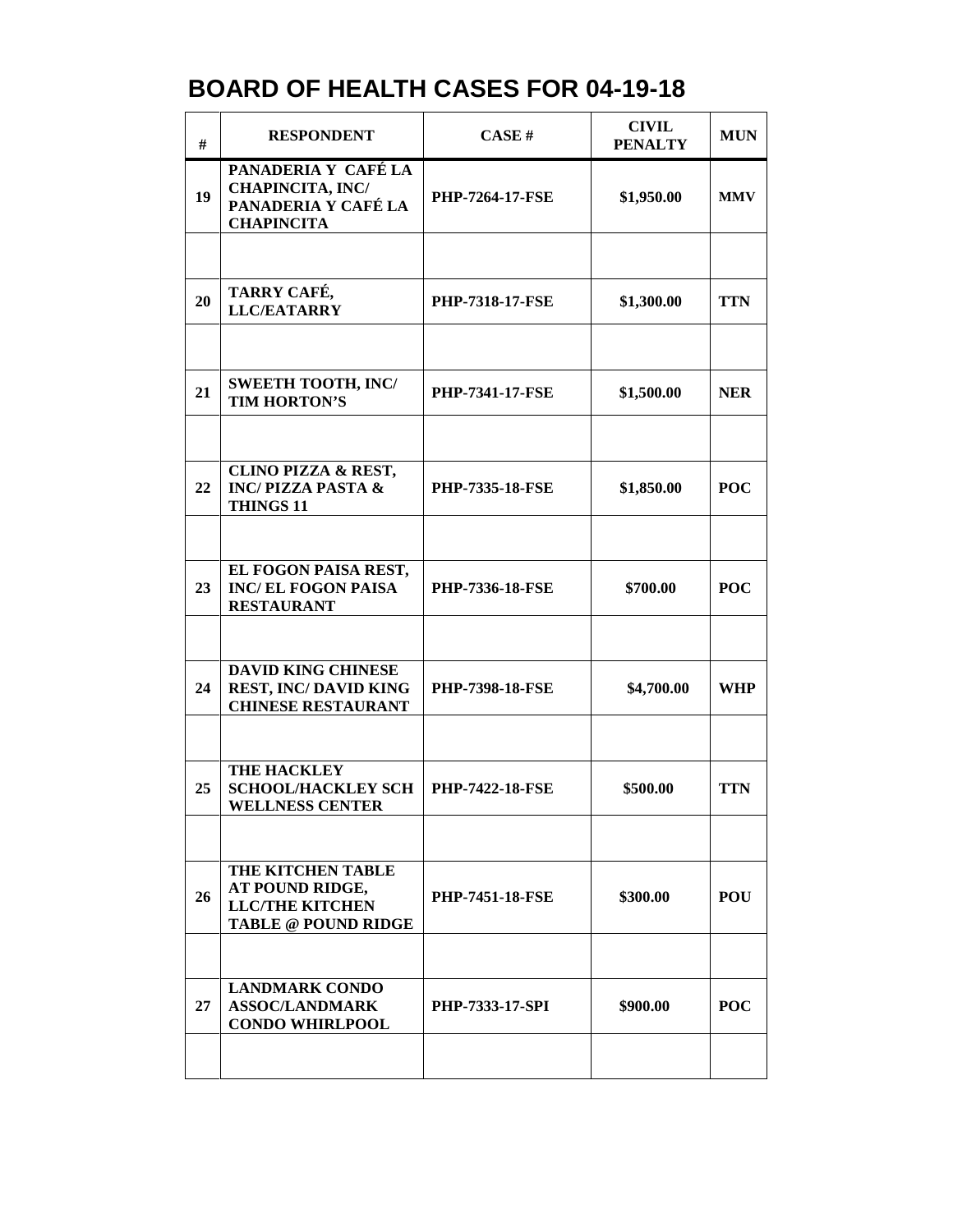# BOARD OF HEALTH CASES FOR 04-19-18

| # | RESPONDENT | CASE # | CIVIL PENALTY | MUN |
|---|---|---|---|---|
| 19 | PANADERIA Y CAFÉ LA CHAPINCITA, INC/ PANADERIA Y CAFÉ LA CHAPINCITA | PHP-7264-17-FSE | $1,950.00 | MMV |
| | | | | |
| 20 | TARRY CAFÉ, LLC/EATARRY | PHP-7318-17-FSE | $1,300.00 | TTN |
| | | | | |
| 21 | SWEETH TOOTH, INC/ TIM HORTON'S | PHP-7341-17-FSE | $1,500.00 | NER |
| | | | | |
| 22 | CLINO PIZZA & REST, INC/ PIZZA PASTA & THINGS 11 | PHP-7335-18-FSE | $1,850.00 | POC |
| | | | | |
| 23 | EL FOGON PAISA REST, INC/ EL FOGON PAISA RESTAURANT | PHP-7336-18-FSE | $700.00 | POC |
| | | | | |
| 24 | DAVID KING CHINESE REST, INC/ DAVID KING CHINESE RESTAURANT | PHP-7398-18-FSE | $4,700.00 | WHP |
| | | | | |
| 25 | THE HACKLEY SCHOOL/HACKLEY SCH WELLNESS CENTER | PHP-7422-18-FSE | $500.00 | TTN |
| | | | | |
| 26 | THE KITCHEN TABLE AT POUND RIDGE, LLC/THE KITCHEN TABLE @ POUND RIDGE | PHP-7451-18-FSE | $300.00 | POU |
| | | | | |
| 27 | LANDMARK CONDO ASSOC/LANDMARK CONDO WHIRLPOOL | PHP-7333-17-SPI | $900.00 | POC |
| | | | | |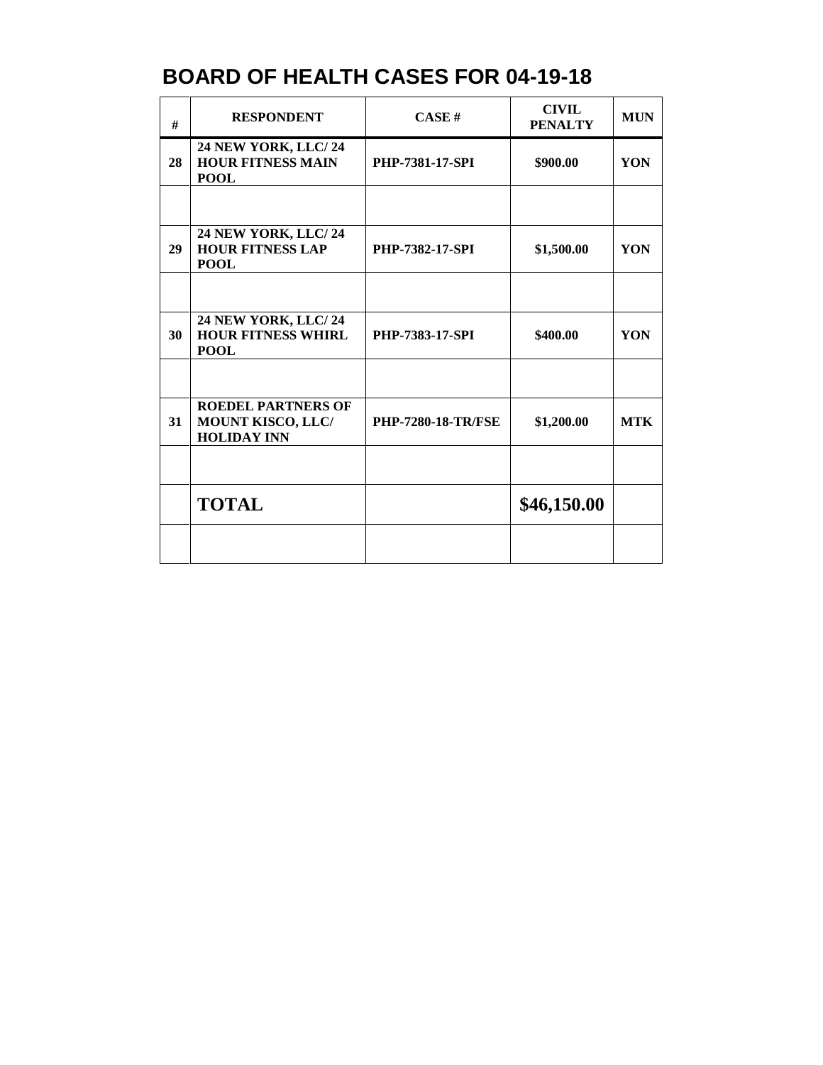# BOARD OF HEALTH CASES FOR 04-19-18

| # | RESPONDENT | CASE # | CIVIL PENALTY | MUN |
|---|---|---|---|---|
| 28 | 24 NEW YORK, LLC/ 24 HOUR FITNESS MAIN POOL | PHP-7381-17-SPI | $900.00 | YON |
| | | | | |
| 29 | 24 NEW YORK, LLC/ 24 HOUR FITNESS LAP POOL | PHP-7382-17-SPI | $1,500.00 | YON |
| | | | | |
| 30 | 24 NEW YORK, LLC/ 24 HOUR FITNESS WHIRL POOL | PHP-7383-17-SPI | $400.00 | YON |
| | | | | |
| 31 | ROEDEL PARTNERS OF MOUNT KISCO, LLC/ HOLIDAY INN | PHP-7280-18-TR/FSE | $1,200.00 | MTK |
| | | | | |
| | **TOTAL** | | **$46,150.00** | |
| | | | | |